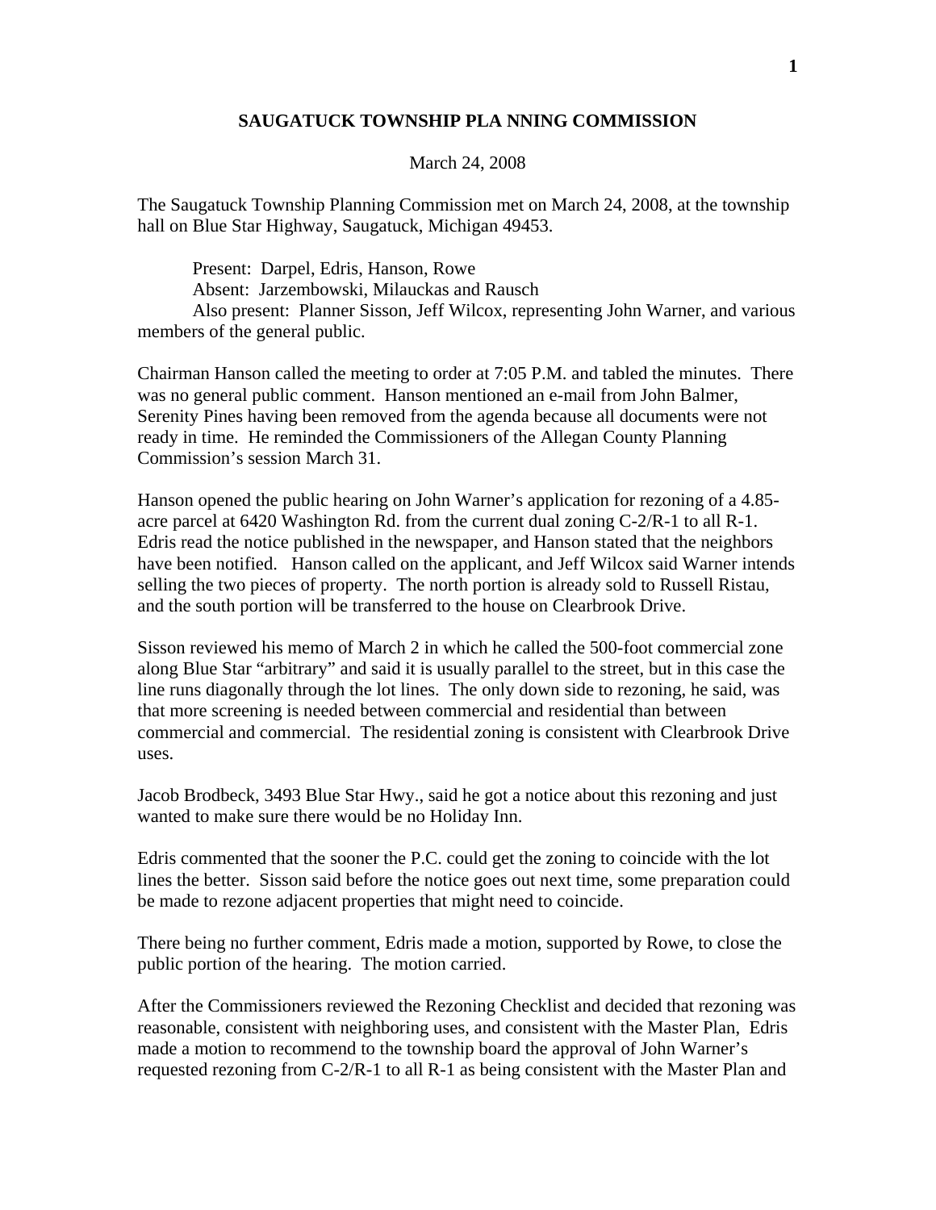# SAUGATUCK TOWNSHIP PLA NNING COMMISSION

March 24, 2008

The Saugatuck Township Planning Commission met on March 24, 2008, at the township hall on Blue Star Highway, Saugatuck, Michigan 49453.

Present: Darpel, Edris, Hanson, Rowe
Absent: Jarzembowski, Milauckas and Rausch
Also present: Planner Sisson, Jeff Wilcox, representing John Warner, and various members of the general public.

Chairman Hanson called the meeting to order at 7:05 P.M. and tabled the minutes. There was no general public comment. Hanson mentioned an e-mail from John Balmer, Serenity Pines having been removed from the agenda because all documents were not ready in time. He reminded the Commissioners of the Allegan County Planning Commission's session March 31.

Hanson opened the public hearing on John Warner's application for rezoning of a 4.85-acre parcel at 6420 Washington Rd. from the current dual zoning C-2/R-1 to all R-1. Edris read the notice published in the newspaper, and Hanson stated that the neighbors have been notified. Hanson called on the applicant, and Jeff Wilcox said Warner intends selling the two pieces of property. The north portion is already sold to Russell Ristau, and the south portion will be transferred to the house on Clearbrook Drive.

Sisson reviewed his memo of March 2 in which he called the 500-foot commercial zone along Blue Star "arbitrary" and said it is usually parallel to the street, but in this case the line runs diagonally through the lot lines. The only down side to rezoning, he said, was that more screening is needed between commercial and residential than between commercial and commercial. The residential zoning is consistent with Clearbrook Drive uses.

Jacob Brodbeck, 3493 Blue Star Hwy., said he got a notice about this rezoning and just wanted to make sure there would be no Holiday Inn.

Edris commented that the sooner the P.C. could get the zoning to coincide with the lot lines the better. Sisson said before the notice goes out next time, some preparation could be made to rezone adjacent properties that might need to coincide.

There being no further comment, Edris made a motion, supported by Rowe, to close the public portion of the hearing. The motion carried.

After the Commissioners reviewed the Rezoning Checklist and decided that rezoning was reasonable, consistent with neighboring uses, and consistent with the Master Plan, Edris made a motion to recommend to the township board the approval of John Warner's requested rezoning from C-2/R-1 to all R-1 as being consistent with the Master Plan and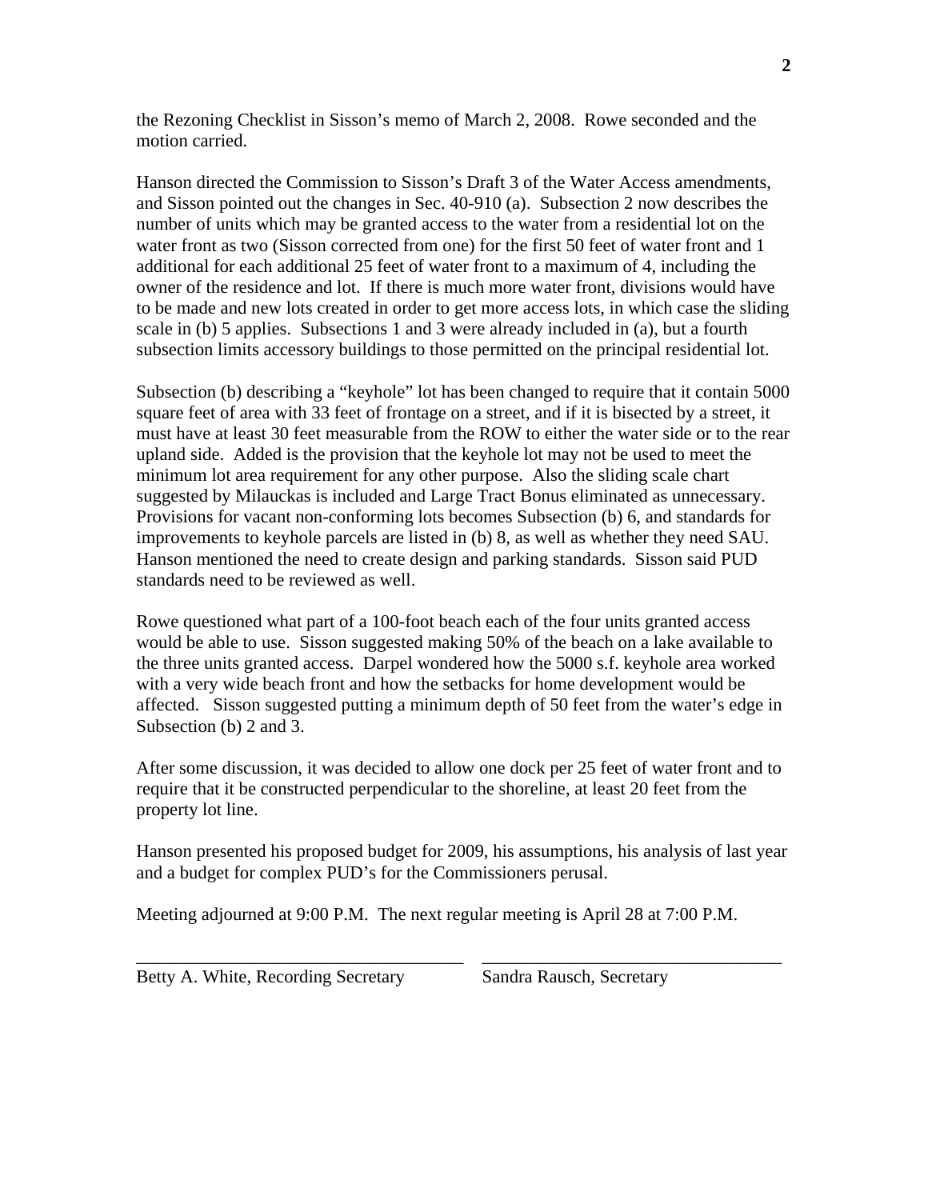the Rezoning Checklist in Sisson's memo of March 2, 2008. Rowe seconded and the motion carried.

Hanson directed the Commission to Sisson's Draft 3 of the Water Access amendments, and Sisson pointed out the changes in Sec. 40-910 (a). Subsection 2 now describes the number of units which may be granted access to the water from a residential lot on the water front as two (Sisson corrected from one) for the first 50 feet of water front and 1 additional for each additional 25 feet of water front to a maximum of 4, including the owner of the residence and lot. If there is much more water front, divisions would have to be made and new lots created in order to get more access lots, in which case the sliding scale in (b) 5 applies. Subsections 1 and 3 were already included in (a), but a fourth subsection limits accessory buildings to those permitted on the principal residential lot.

Subsection (b) describing a "keyhole" lot has been changed to require that it contain 5000 square feet of area with 33 feet of frontage on a street, and if it is bisected by a street, it must have at least 30 feet measurable from the ROW to either the water side or to the rear upland side. Added is the provision that the keyhole lot may not be used to meet the minimum lot area requirement for any other purpose. Also the sliding scale chart suggested by Milauckas is included and Large Tract Bonus eliminated as unnecessary. Provisions for vacant non-conforming lots becomes Subsection (b) 6, and standards for improvements to keyhole parcels are listed in (b) 8, as well as whether they need SAU. Hanson mentioned the need to create design and parking standards. Sisson said PUD standards need to be reviewed as well.

Rowe questioned what part of a 100-foot beach each of the four units granted access would be able to use. Sisson suggested making 50% of the beach on a lake available to the three units granted access. Darpel wondered how the 5000 s.f. keyhole area worked with a very wide beach front and how the setbacks for home development would be affected. Sisson suggested putting a minimum depth of 50 feet from the water's edge in Subsection (b) 2 and 3.

After some discussion, it was decided to allow one dock per 25 feet of water front and to require that it be constructed perpendicular to the shoreline, at least 20 feet from the property lot line.

Hanson presented his proposed budget for 2009, his assumptions, his analysis of last year and a budget for complex PUD's for the Commissioners perusal.

Meeting adjourned at 9:00 P.M. The next regular meeting is April 28 at 7:00 P.M.

\_\_\_\_\_\_\_\_\_\_\_\_\_\_\_\_\_\_\_\_\_\_\_\_\_\_\_\_\_\_\_\_\_\_\_\_ \_\_\_\_\_\_\_\_\_\_\_\_\_\_\_\_\_\_\_\_\_\_\_\_\_\_\_\_\_\_\_\_\_\_\_\_

Betty A. White, Recording Secretary            Sandra Rausch, Secretary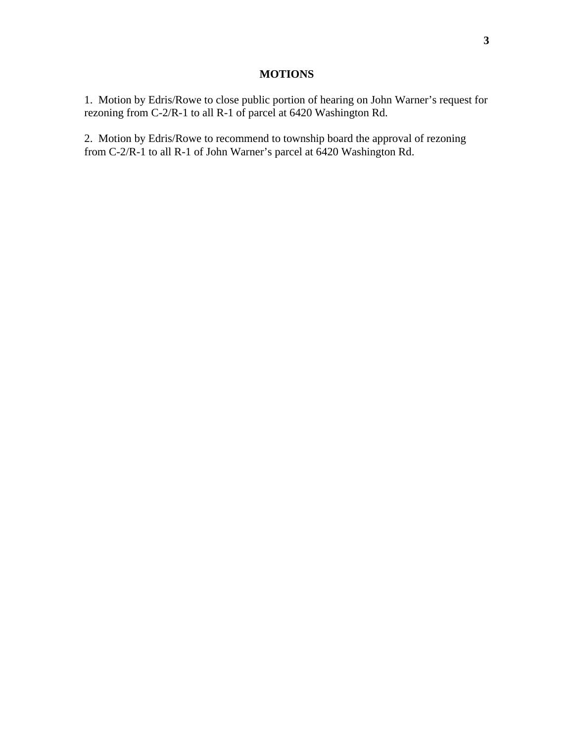## MOTIONS

1. Motion by Edris/Rowe to close public portion of hearing on John Warner's request for rezoning from C-2/R-1 to all R-1 of parcel at 6420 Washington Rd.

2. Motion by Edris/Rowe to recommend to township board the approval of rezoning from C-2/R-1 to all R-1 of John Warner's parcel at 6420 Washington Rd.